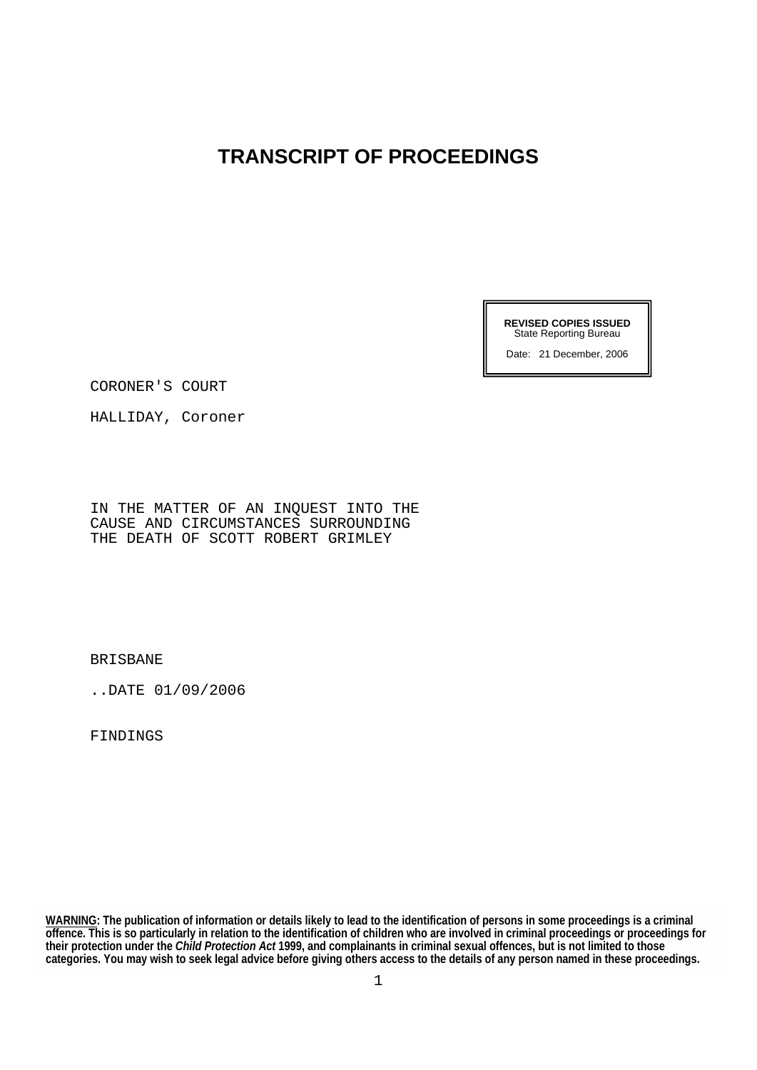# TRANSCRIPT OF PROCEEDINGS

**REVISED COPIES ISSUED**
State Reporting Bureau

Date: 21 December, 2006

CORONER'S COURT

HALLIDAY, Coroner

IN THE MATTER OF AN INQUEST INTO THE CAUSE AND CIRCUMSTANCES SURROUNDING THE DEATH OF SCOTT ROBERT GRIMLEY

BRISBANE

..DATE 01/09/2006

FINDINGS

**WARNING: The publication of information or details likely to lead to the identification of persons in some proceedings is a criminal offence. This is so particularly in relation to the identification of children who are involved in criminal proceedings or proceedings for their protection under the *Child Protection Act* 1999, and complainants in criminal sexual offences, but is not limited to those categories. You may wish to seek legal advice before giving others access to the details of any person named in these proceedings.**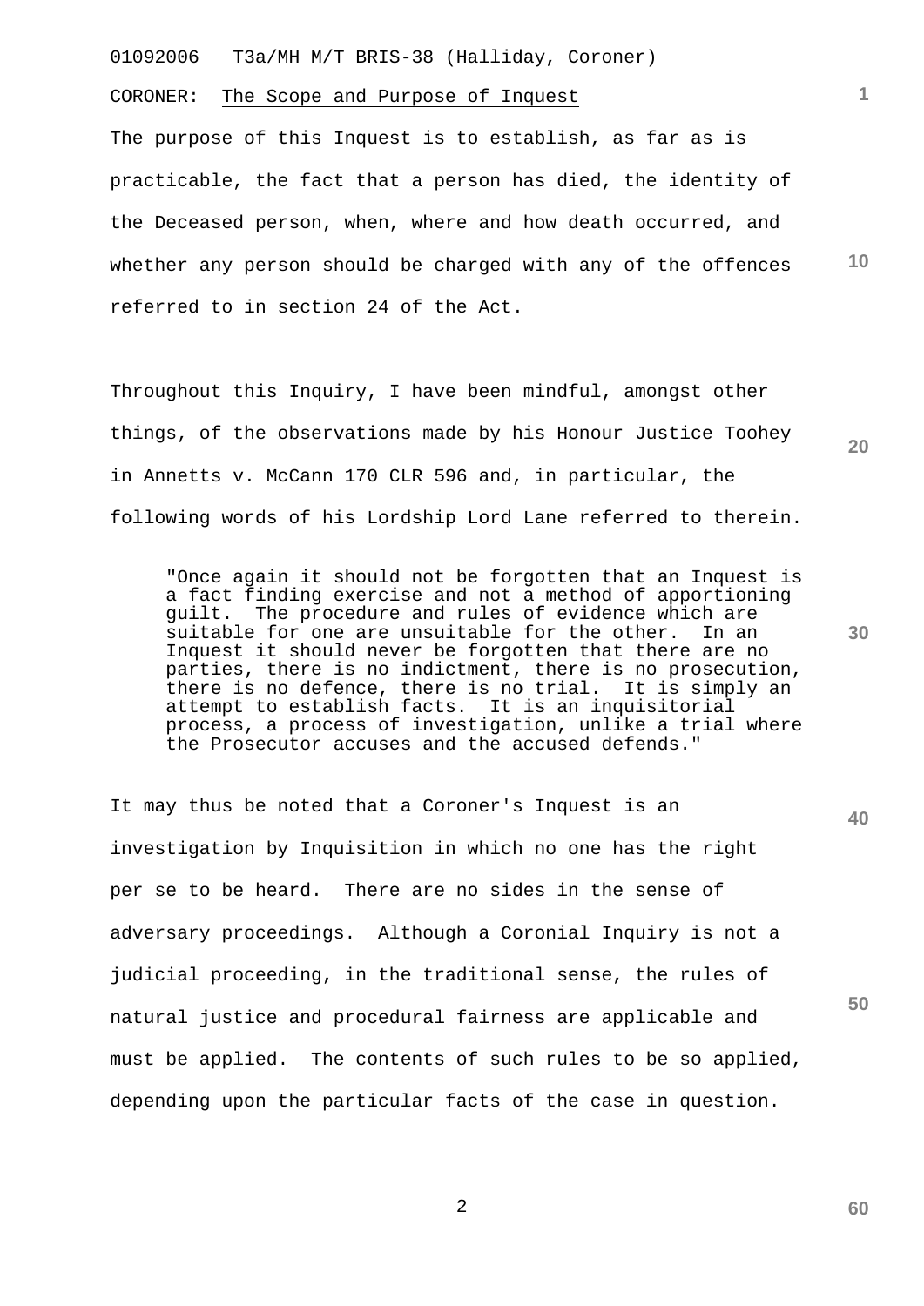CORONER: The Scope and Purpose of Inquest

The purpose of this Inquest is to establish, as far as is practicable, the fact that a person has died, the identity of the Deceased person, when, where and how death occurred, and whether any person should be charged with any of the offences referred to in section 24 of the Act.

Throughout this Inquiry, I have been mindful, amongst other things, of the observations made by his Honour Justice Toohey in Annetts v. McCann 170 CLR 596 and, in particular, the following words of his Lordship Lord Lane referred to therein.

> "Once again it should not be forgotten that an Inquest is a fact finding exercise and not a method of apportioning guilt. The procedure and rules of evidence which are suitable for one are unsuitable for the other. In an Inquest it should never be forgotten that there are no parties, there is no indictment, there is no prosecution, there is no defence, there is no trial. It is simply an attempt to establish facts. It is an inquisitorial process, a process of investigation, unlike a trial where the Prosecutor accuses and the accused defends."

It may thus be noted that a Coroner's Inquest is an investigation by Inquisition in which no one has the right per se to be heard. There are no sides in the sense of adversary proceedings. Although a Coronial Inquiry is not a judicial proceeding, in the traditional sense, the rules of natural justice and procedural fairness are applicable and must be applied. The contents of such rules to be so applied, depending upon the particular facts of the case in question.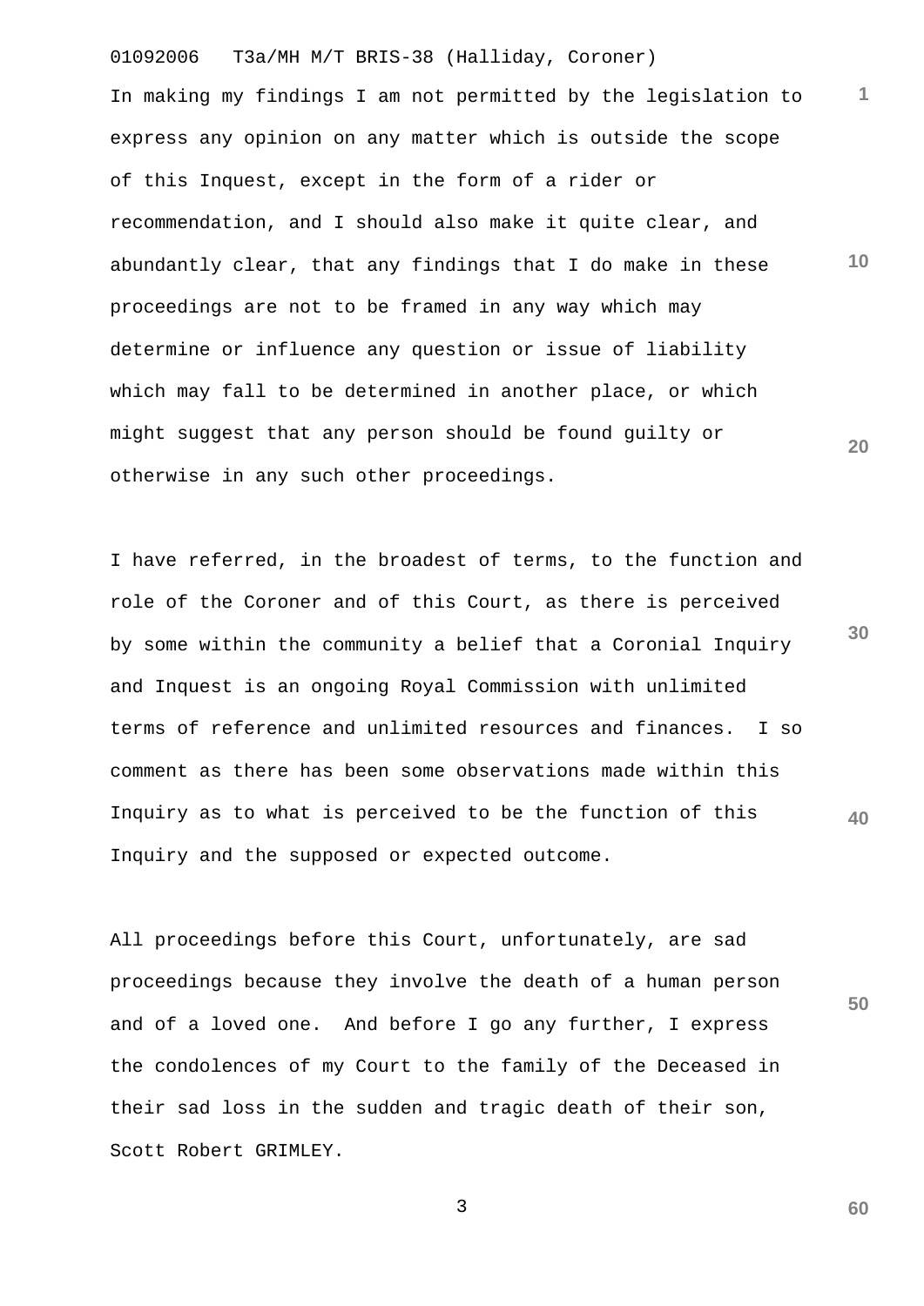In making my findings I am not permitted by the legislation to express any opinion on any matter which is outside the scope of this Inquest, except in the form of a rider or recommendation, and I should also make it quite clear, and abundantly clear, that any findings that I do make in these proceedings are not to be framed in any way which may determine or influence any question or issue of liability which may fall to be determined in another place, or which might suggest that any person should be found guilty or otherwise in any such other proceedings.

I have referred, in the broadest of terms, to the function and role of the Coroner and of this Court, as there is perceived by some within the community a belief that a Coronial Inquiry and Inquest is an ongoing Royal Commission with unlimited terms of reference and unlimited resources and finances. I so comment as there has been some observations made within this Inquiry as to what is perceived to be the function of this Inquiry and the supposed or expected outcome.

All proceedings before this Court, unfortunately, are sad proceedings because they involve the death of a human person and of a loved one. And before I go any further, I express the condolences of my Court to the family of the Deceased in their sad loss in the sudden and tragic death of their son, Scott Robert GRIMLEY.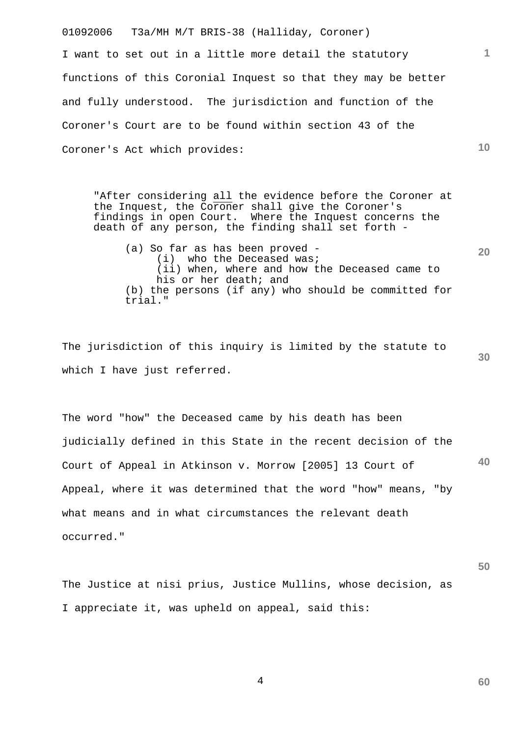I want to set out in a little more detail the statutory functions of this Coronial Inquest so that they may be better and fully understood. The jurisdiction and function of the Coroner's Court are to be found within section 43 of the Coroner's Act which provides:

> "After considering all the evidence before the Coroner at the Inquest, the Coroner shall give the Coroner's findings in open Court. Where the Inquest concerns the death of any person, the finding shall set forth -
>
> (a) So far as has been proved -
>     (i) who the Deceased was;
>     (ii) when, where and how the Deceased came to his or her death; and
> (b) the persons (if any) who should be committed for trial."

The jurisdiction of this inquiry is limited by the statute to which I have just referred.

The word "how" the Deceased came by his death has been judicially defined in this State in the recent decision of the Court of Appeal in Atkinson v. Morrow [2005] 13 Court of Appeal, where it was determined that the word "how" means, "by what means and in what circumstances the relevant death occurred."

The Justice at nisi prius, Justice Mullins, whose decision, as I appreciate it, was upheld on appeal, said this: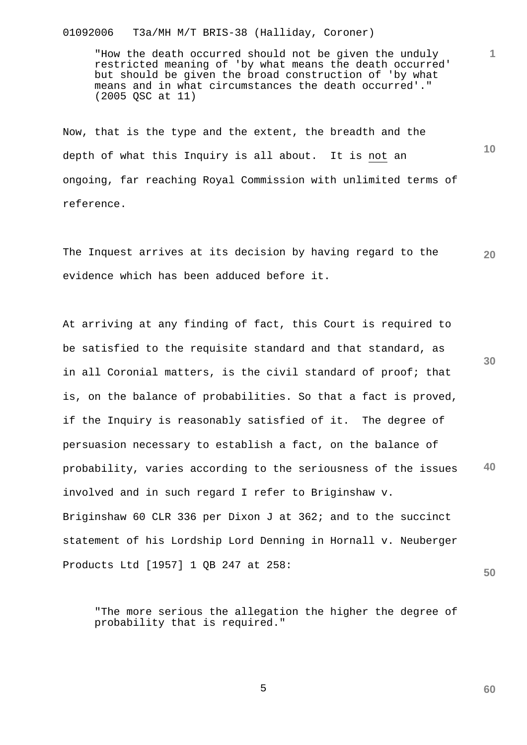> "How the death occurred should not be given the unduly restricted meaning of 'by what means the death occurred' but should be given the broad construction of 'by what means and in what circumstances the death occurred'." (2005 QSC at 11)

Now, that is the type and the extent, the breadth and the depth of what this Inquiry is all about. It is not an ongoing, far reaching Royal Commission with unlimited terms of reference.

The Inquest arrives at its decision by having regard to the evidence which has been adduced before it.

At arriving at any finding of fact, this Court is required to be satisfied to the requisite standard and that standard, as in all Coronial matters, is the civil standard of proof; that is, on the balance of probabilities. So that a fact is proved, if the Inquiry is reasonably satisfied of it. The degree of persuasion necessary to establish a fact, on the balance of probability, varies according to the seriousness of the issues involved and in such regard I refer to Briginshaw v. Briginshaw 60 CLR 336 per Dixon J at 362; and to the succinct statement of his Lordship Lord Denning in Hornall v. Neuberger Products Ltd [1957] 1 QB 247 at 258:

> "The more serious the allegation the higher the degree of probability that is required."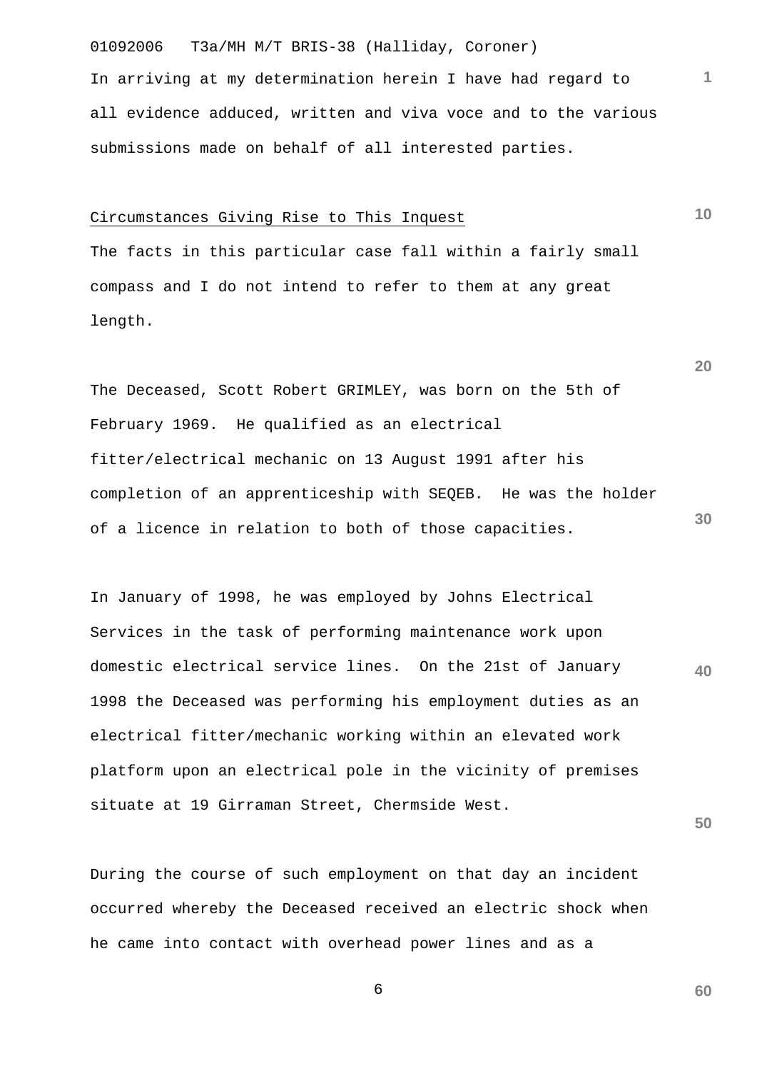In arriving at my determination herein I have had regard to all evidence adduced, written and viva voce and to the various submissions made on behalf of all interested parties.

## Circumstances Giving Rise to This Inquest

The facts in this particular case fall within a fairly small compass and I do not intend to refer to them at any great length.

The Deceased, Scott Robert GRIMLEY, was born on the 5th of February 1969. He qualified as an electrical fitter/electrical mechanic on 13 August 1991 after his completion of an apprenticeship with SEQEB. He was the holder of a licence in relation to both of those capacities.

In January of 1998, he was employed by Johns Electrical Services in the task of performing maintenance work upon domestic electrical service lines. On the 21st of January 1998 the Deceased was performing his employment duties as an electrical fitter/mechanic working within an elevated work platform upon an electrical pole in the vicinity of premises situate at 19 Girraman Street, Chermside West.

During the course of such employment on that day an incident occurred whereby the Deceased received an electric shock when he came into contact with overhead power lines and as a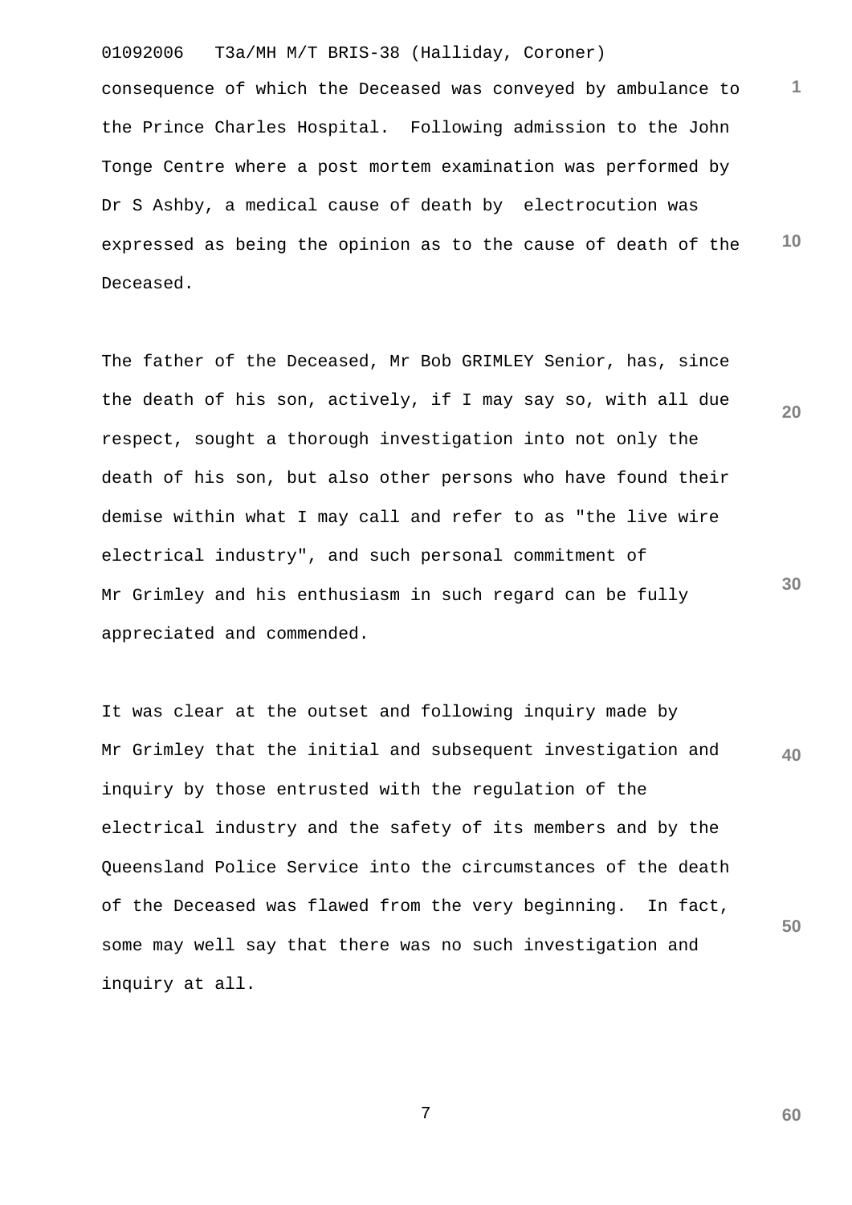consequence of which the Deceased was conveyed by ambulance to the Prince Charles Hospital. Following admission to the John Tonge Centre where a post mortem examination was performed by Dr S Ashby, a medical cause of death by electrocution was expressed as being the opinion as to the cause of death of the Deceased.

The father of the Deceased, Mr Bob GRIMLEY Senior, has, since the death of his son, actively, if I may say so, with all due respect, sought a thorough investigation into not only the death of his son, but also other persons who have found their demise within what I may call and refer to as "the live wire electrical industry", and such personal commitment of Mr Grimley and his enthusiasm in such regard can be fully appreciated and commended.

It was clear at the outset and following inquiry made by Mr Grimley that the initial and subsequent investigation and inquiry by those entrusted with the regulation of the electrical industry and the safety of its members and by the Queensland Police Service into the circumstances of the death of the Deceased was flawed from the very beginning. In fact, some may well say that there was no such investigation and inquiry at all.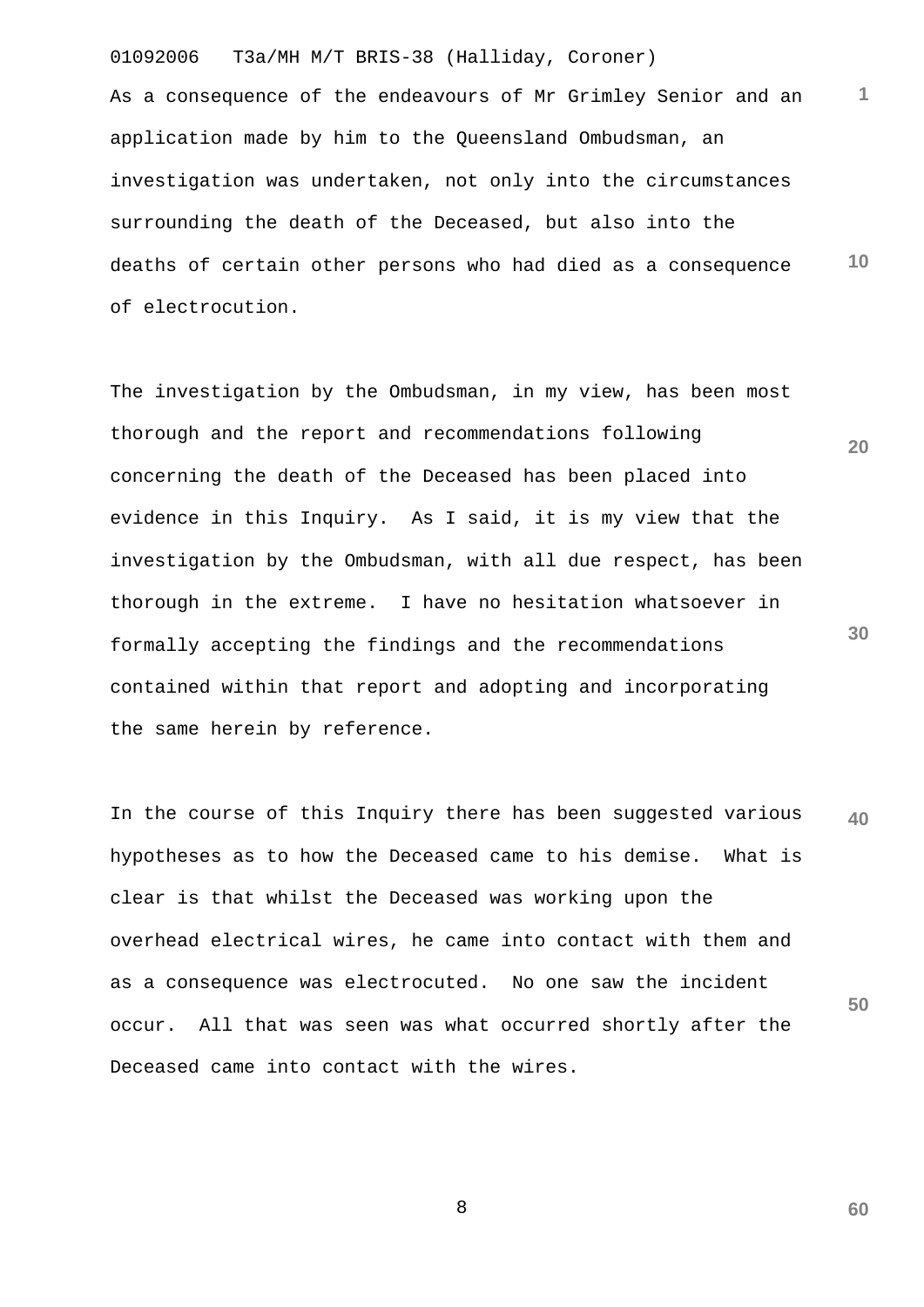As a consequence of the endeavours of Mr Grimley Senior and an application made by him to the Queensland Ombudsman, an investigation was undertaken, not only into the circumstances surrounding the death of the Deceased, but also into the deaths of certain other persons who had died as a consequence of electrocution.

The investigation by the Ombudsman, in my view, has been most thorough and the report and recommendations following concerning the death of the Deceased has been placed into evidence in this Inquiry. As I said, it is my view that the investigation by the Ombudsman, with all due respect, has been thorough in the extreme. I have no hesitation whatsoever in formally accepting the findings and the recommendations contained within that report and adopting and incorporating the same herein by reference.

In the course of this Inquiry there has been suggested various hypotheses as to how the Deceased came to his demise. What is clear is that whilst the Deceased was working upon the overhead electrical wires, he came into contact with them and as a consequence was electrocuted. No one saw the incident occur. All that was seen was what occurred shortly after the Deceased came into contact with the wires.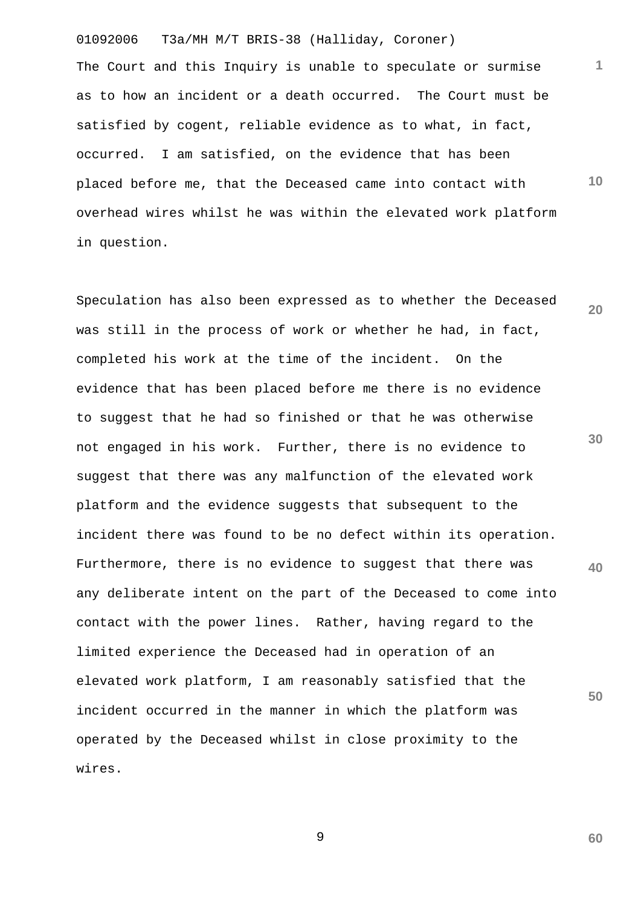The Court and this Inquiry is unable to speculate or surmise as to how an incident or a death occurred. The Court must be satisfied by cogent, reliable evidence as to what, in fact, occurred. I am satisfied, on the evidence that has been placed before me, that the Deceased came into contact with overhead wires whilst he was within the elevated work platform in question.

Speculation has also been expressed as to whether the Deceased was still in the process of work or whether he had, in fact, completed his work at the time of the incident. On the evidence that has been placed before me there is no evidence to suggest that he had so finished or that he was otherwise not engaged in his work. Further, there is no evidence to suggest that there was any malfunction of the elevated work platform and the evidence suggests that subsequent to the incident there was found to be no defect within its operation. Furthermore, there is no evidence to suggest that there was any deliberate intent on the part of the Deceased to come into contact with the power lines. Rather, having regard to the limited experience the Deceased had in operation of an elevated work platform, I am reasonably satisfied that the incident occurred in the manner in which the platform was operated by the Deceased whilst in close proximity to the wires.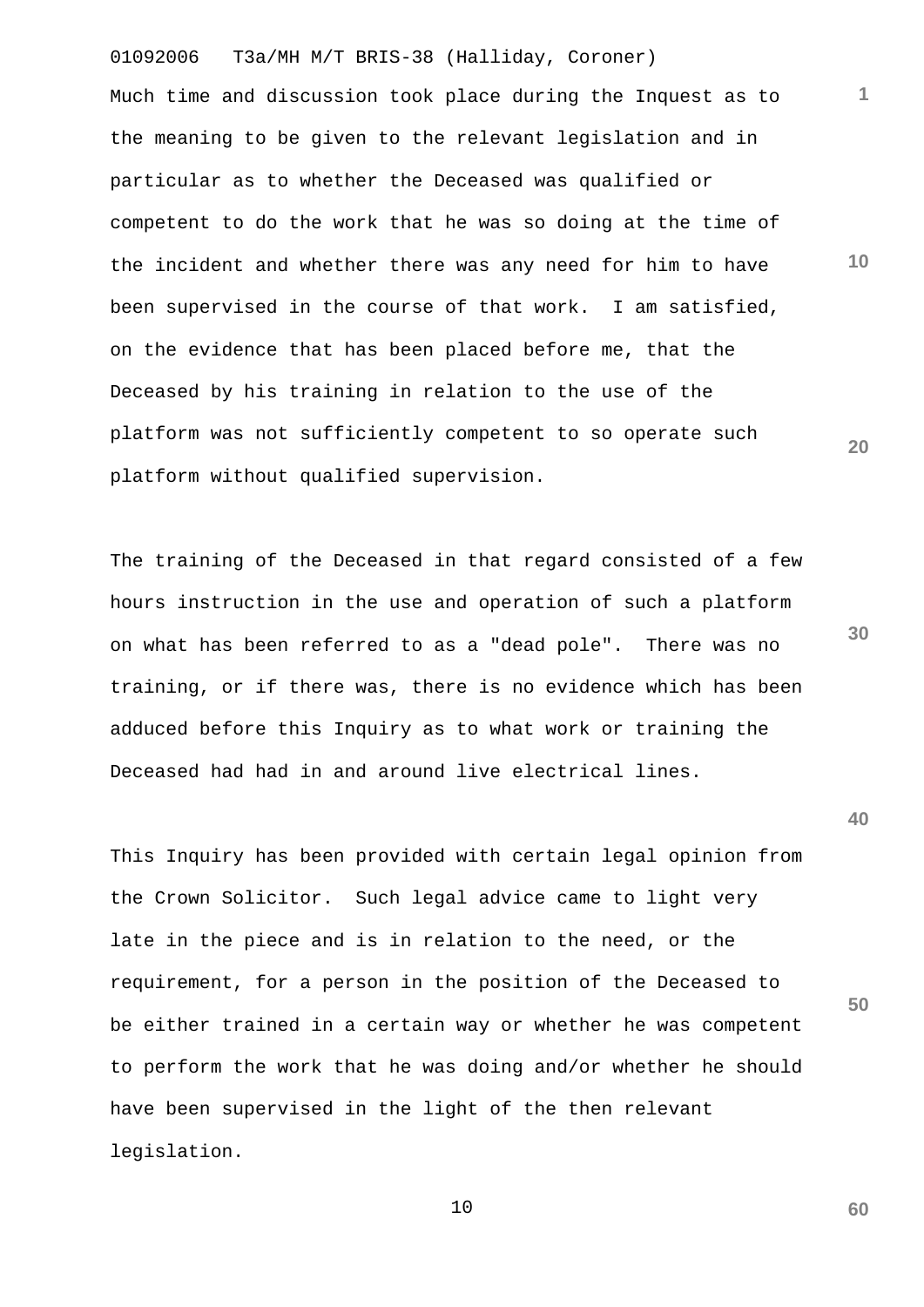Much time and discussion took place during the Inquest as to the meaning to be given to the relevant legislation and in particular as to whether the Deceased was qualified or competent to do the work that he was so doing at the time of the incident and whether there was any need for him to have been supervised in the course of that work. I am satisfied, on the evidence that has been placed before me, that the Deceased by his training in relation to the use of the platform was not sufficiently competent to so operate such platform without qualified supervision.

The training of the Deceased in that regard consisted of a few hours instruction in the use and operation of such a platform on what has been referred to as a "dead pole". There was no training, or if there was, there is no evidence which has been adduced before this Inquiry as to what work or training the Deceased had had in and around live electrical lines.

This Inquiry has been provided with certain legal opinion from the Crown Solicitor. Such legal advice came to light very late in the piece and is in relation to the need, or the requirement, for a person in the position of the Deceased to be either trained in a certain way or whether he was competent to perform the work that he was doing and/or whether he should have been supervised in the light of the then relevant legislation.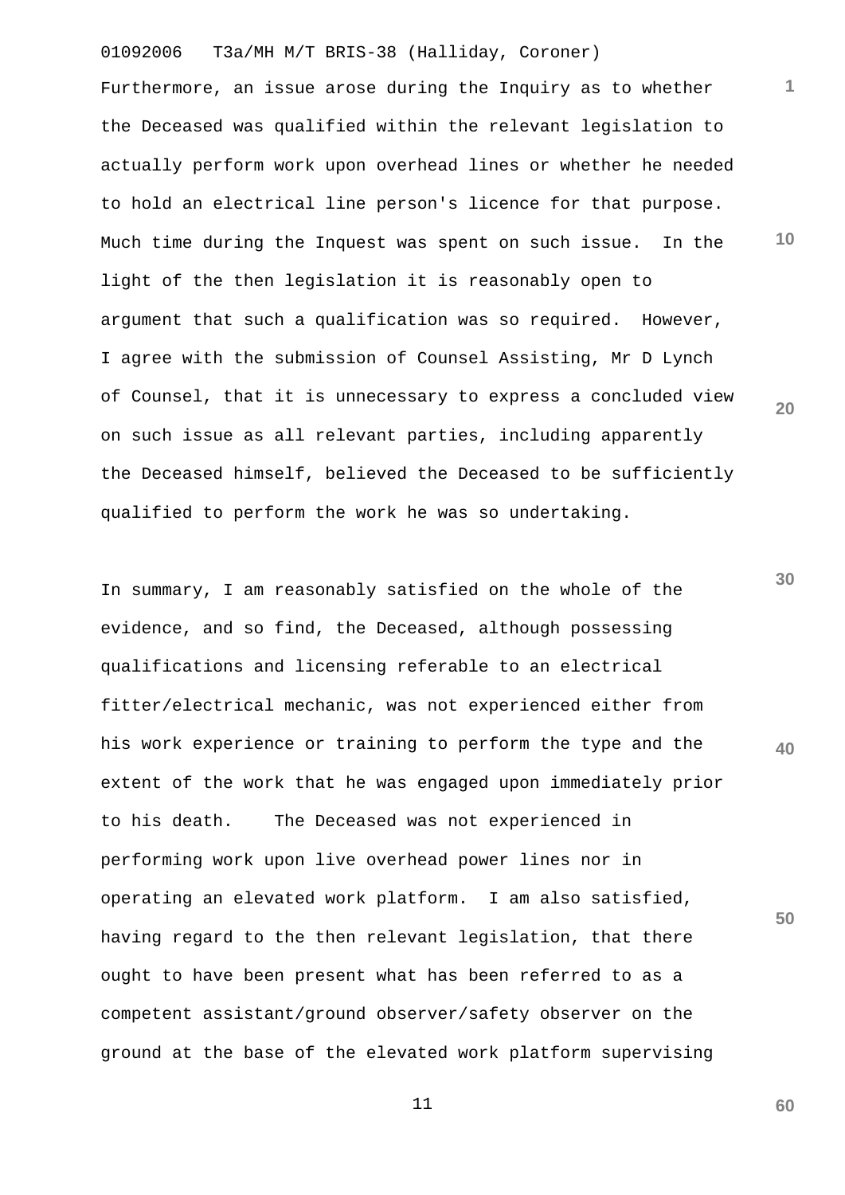Furthermore, an issue arose during the Inquiry as to whether the Deceased was qualified within the relevant legislation to actually perform work upon overhead lines or whether he needed to hold an electrical line person's licence for that purpose. Much time during the Inquest was spent on such issue. In the light of the then legislation it is reasonably open to argument that such a qualification was so required. However, I agree with the submission of Counsel Assisting, Mr D Lynch of Counsel, that it is unnecessary to express a concluded view on such issue as all relevant parties, including apparently the Deceased himself, believed the Deceased to be sufficiently qualified to perform the work he was so undertaking.

In summary, I am reasonably satisfied on the whole of the evidence, and so find, the Deceased, although possessing qualifications and licensing referable to an electrical fitter/electrical mechanic, was not experienced either from his work experience or training to perform the type and the extent of the work that he was engaged upon immediately prior to his death. The Deceased was not experienced in performing work upon live overhead power lines nor in operating an elevated work platform. I am also satisfied, having regard to the then relevant legislation, that there ought to have been present what has been referred to as a competent assistant/ground observer/safety observer on the ground at the base of the elevated work platform supervising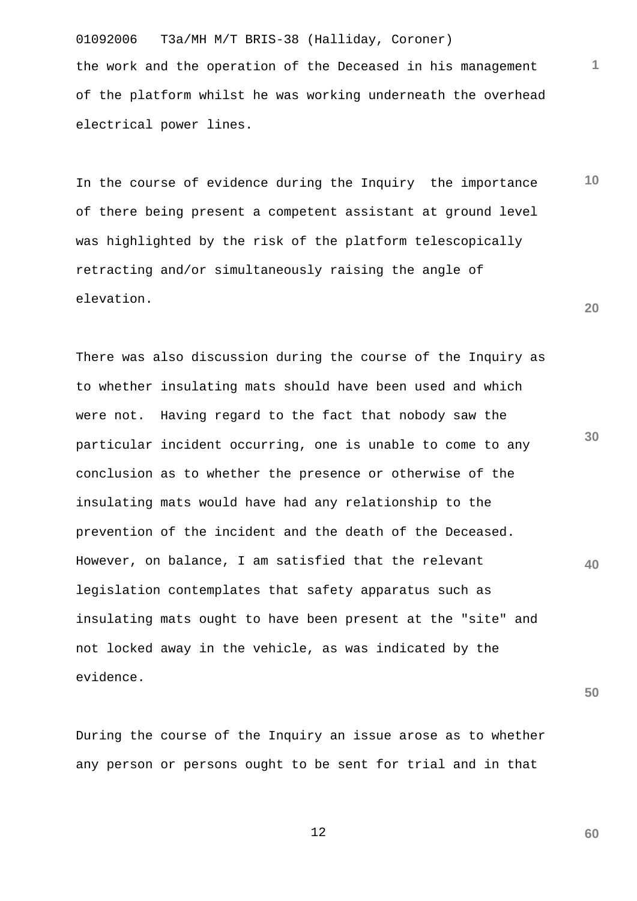the work and the operation of the Deceased in his management of the platform whilst he was working underneath the overhead electrical power lines.

In the course of evidence during the Inquiry the importance of there being present a competent assistant at ground level was highlighted by the risk of the platform telescopically retracting and/or simultaneously raising the angle of elevation.

There was also discussion during the course of the Inquiry as to whether insulating mats should have been used and which were not. Having regard to the fact that nobody saw the particular incident occurring, one is unable to come to any conclusion as to whether the presence or otherwise of the insulating mats would have had any relationship to the prevention of the incident and the death of the Deceased. However, on balance, I am satisfied that the relevant legislation contemplates that safety apparatus such as insulating mats ought to have been present at the "site" and not locked away in the vehicle, as was indicated by the evidence.

During the course of the Inquiry an issue arose as to whether any person or persons ought to be sent for trial and in that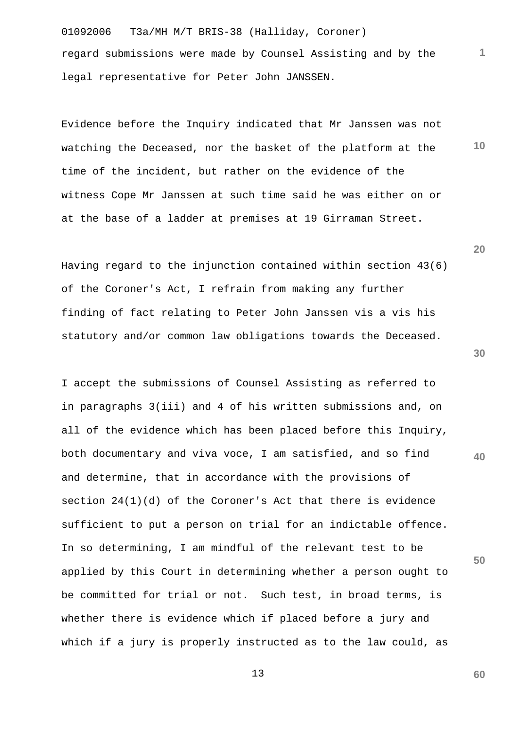regard submissions were made by Counsel Assisting and by the legal representative for Peter John JANSSEN.

Evidence before the Inquiry indicated that Mr Janssen was not watching the Deceased, nor the basket of the platform at the time of the incident, but rather on the evidence of the witness Cope Mr Janssen at such time said he was either on or at the base of a ladder at premises at 19 Girraman Street.

Having regard to the injunction contained within section 43(6) of the Coroner's Act, I refrain from making any further finding of fact relating to Peter John Janssen vis a vis his statutory and/or common law obligations towards the Deceased.

I accept the submissions of Counsel Assisting as referred to in paragraphs 3(iii) and 4 of his written submissions and, on all of the evidence which has been placed before this Inquiry, both documentary and viva voce, I am satisfied, and so find and determine, that in accordance with the provisions of section 24(1)(d) of the Coroner's Act that there is evidence sufficient to put a person on trial for an indictable offence. In so determining, I am mindful of the relevant test to be applied by this Court in determining whether a person ought to be committed for trial or not. Such test, in broad terms, is whether there is evidence which if placed before a jury and which if a jury is properly instructed as to the law could, as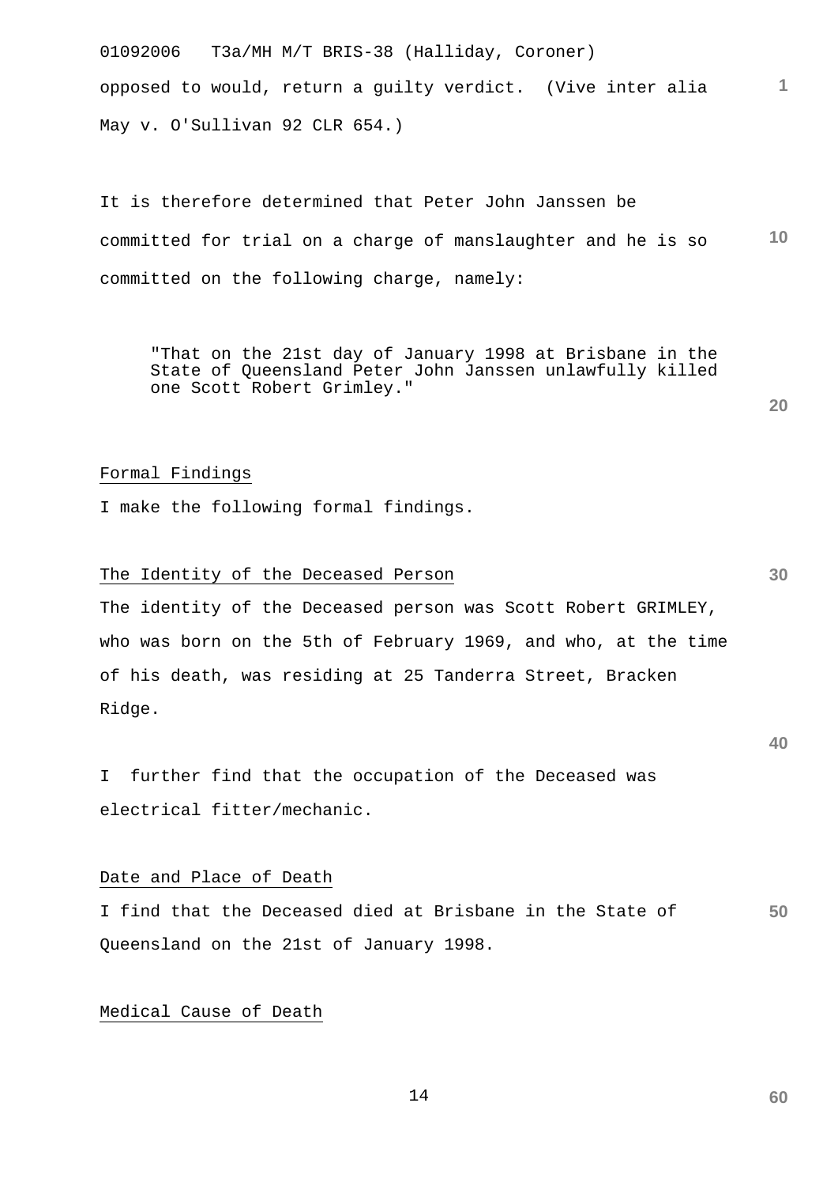opposed to would, return a guilty verdict. (Vive inter alia May v. O'Sullivan 92 CLR 654.)

It is therefore determined that Peter John Janssen be committed for trial on a charge of manslaughter and he is so committed on the following charge, namely:

> "That on the 21st day of January 1998 at Brisbane in the State of Queensland Peter John Janssen unlawfully killed one Scott Robert Grimley."

## Formal Findings

I make the following formal findings.

### The Identity of the Deceased Person

The identity of the Deceased person was Scott Robert GRIMLEY, who was born on the 5th of February 1969, and who, at the time of his death, was residing at 25 Tanderra Street, Bracken Ridge.

I further find that the occupation of the Deceased was electrical fitter/mechanic.

### Date and Place of Death

I find that the Deceased died at Brisbane in the State of Queensland on the 21st of January 1998.

### Medical Cause of Death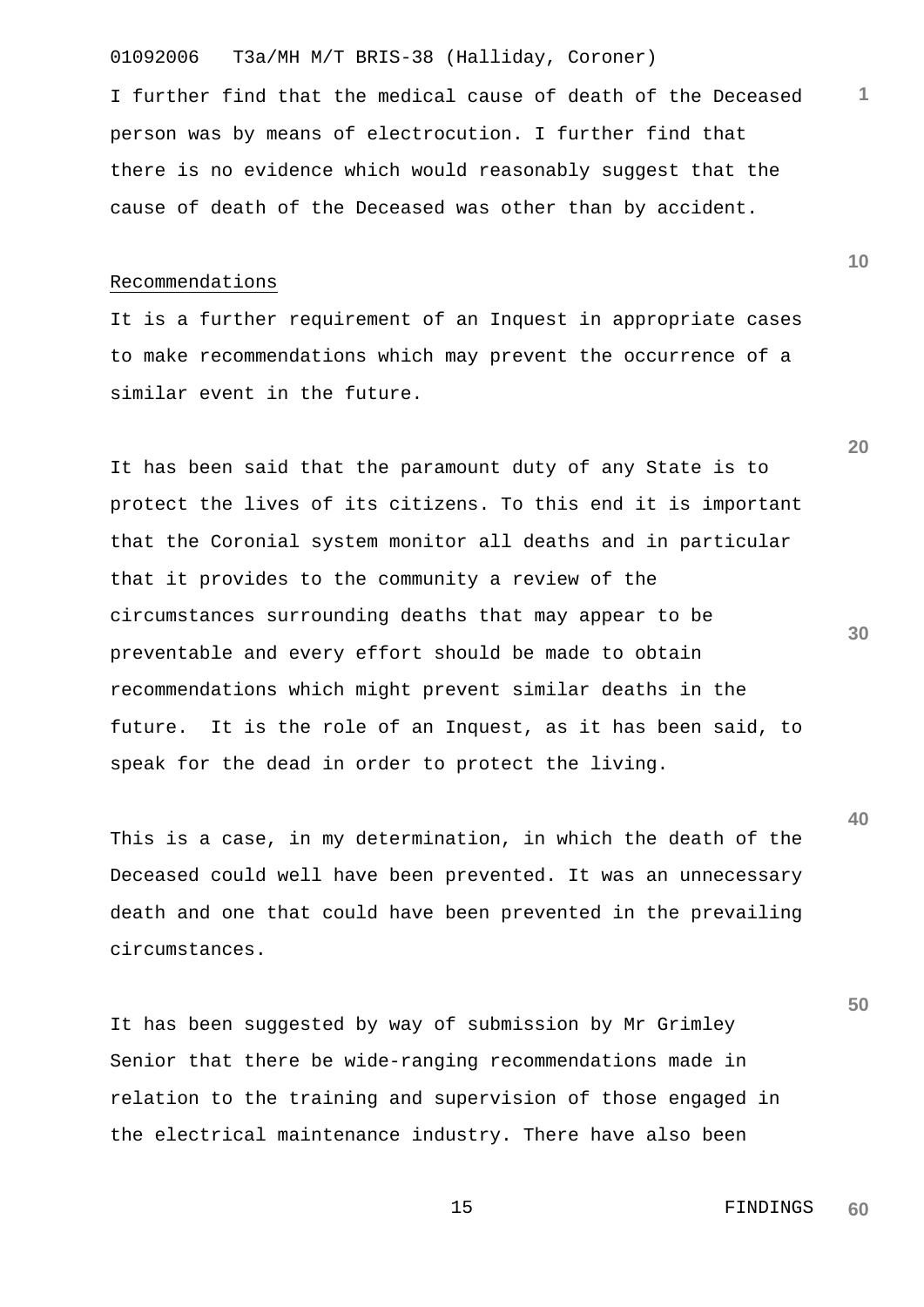I further find that the medical cause of death of the Deceased person was by means of electrocution. I further find that there is no evidence which would reasonably suggest that the cause of death of the Deceased was other than by accident.

## Recommendations

It is a further requirement of an Inquest in appropriate cases to make recommendations which may prevent the occurrence of a similar event in the future.

It has been said that the paramount duty of any State is to protect the lives of its citizens. To this end it is important that the Coronial system monitor all deaths and in particular that it provides to the community a review of the circumstances surrounding deaths that may appear to be preventable and every effort should be made to obtain recommendations which might prevent similar deaths in the future. It is the role of an Inquest, as it has been said, to speak for the dead in order to protect the living.

This is a case, in my determination, in which the death of the Deceased could well have been prevented. It was an unnecessary death and one that could have been prevented in the prevailing circumstances.

It has been suggested by way of submission by Mr Grimley Senior that there be wide-ranging recommendations made in relation to the training and supervision of those engaged in the electrical maintenance industry. There have also been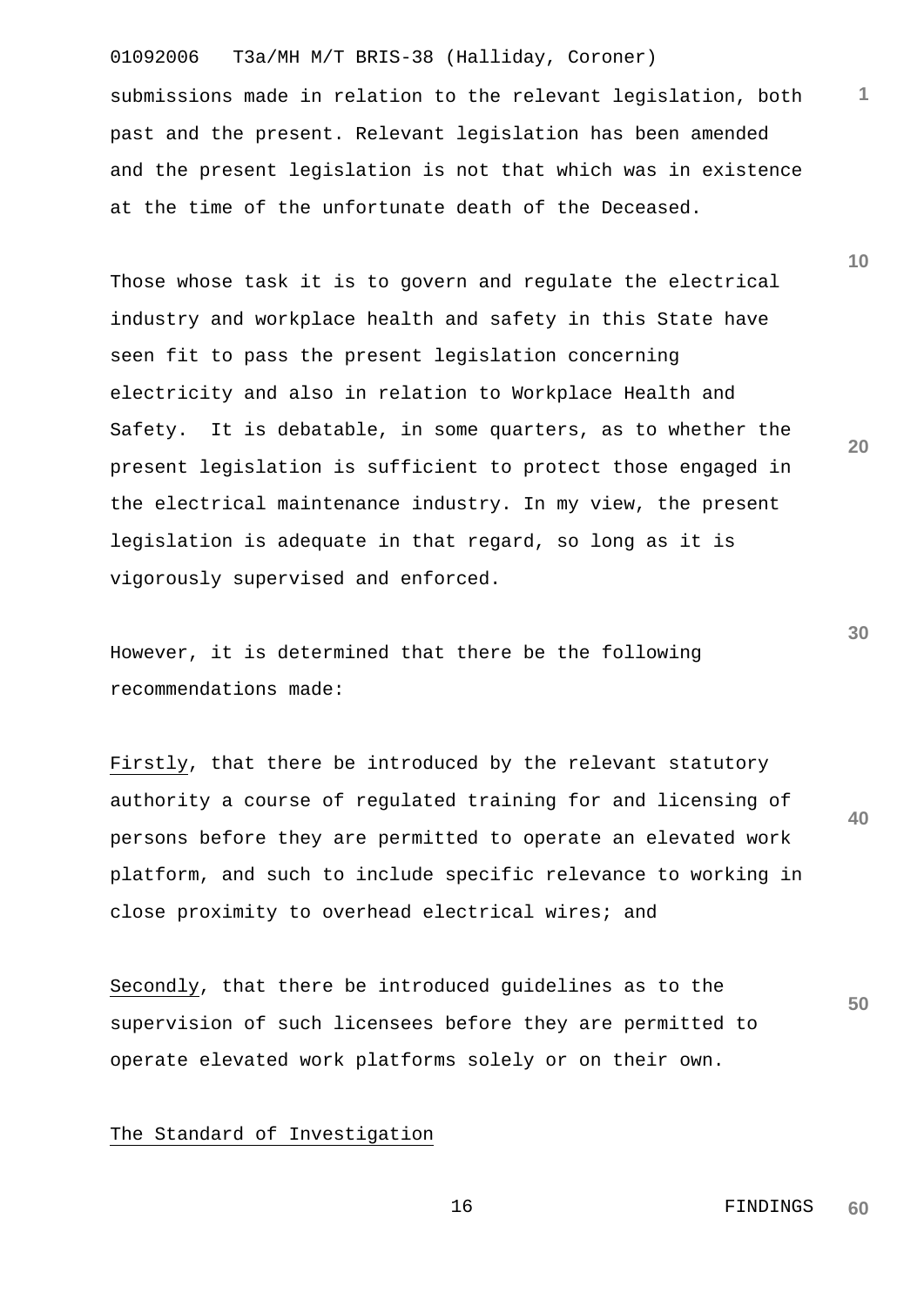submissions made in relation to the relevant legislation, both past and the present. Relevant legislation has been amended and the present legislation is not that which was in existence at the time of the unfortunate death of the Deceased.

Those whose task it is to govern and regulate the electrical industry and workplace health and safety in this State have seen fit to pass the present legislation concerning electricity and also in relation to Workplace Health and Safety. It is debatable, in some quarters, as to whether the present legislation is sufficient to protect those engaged in the electrical maintenance industry. In my view, the present legislation is adequate in that regard, so long as it is vigorously supervised and enforced.

However, it is determined that there be the following recommendations made:

Firstly, that there be introduced by the relevant statutory authority a course of regulated training for and licensing of persons before they are permitted to operate an elevated work platform, and such to include specific relevance to working in close proximity to overhead electrical wires; and

Secondly, that there be introduced guidelines as to the supervision of such licensees before they are permitted to operate elevated work platforms solely or on their own.

## The Standard of Investigation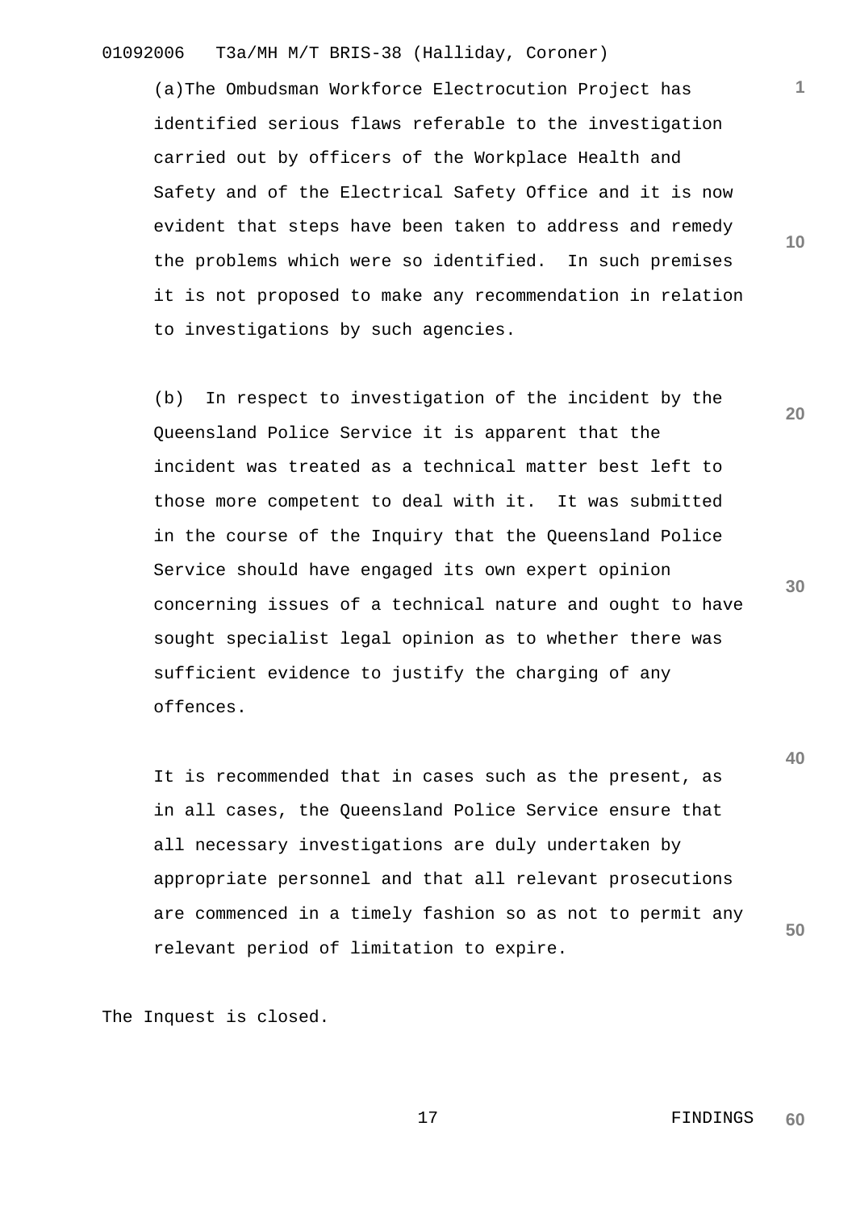(a)The Ombudsman Workforce Electrocution Project has identified serious flaws referable to the investigation carried out by officers of the Workplace Health and Safety and of the Electrical Safety Office and it is now evident that steps have been taken to address and remedy the problems which were so identified. In such premises it is not proposed to make any recommendation in relation to investigations by such agencies.

(b) In respect to investigation of the incident by the Queensland Police Service it is apparent that the incident was treated as a technical matter best left to those more competent to deal with it. It was submitted in the course of the Inquiry that the Queensland Police Service should have engaged its own expert opinion concerning issues of a technical nature and ought to have sought specialist legal opinion as to whether there was sufficient evidence to justify the charging of any offences.

It is recommended that in cases such as the present, as in all cases, the Queensland Police Service ensure that all necessary investigations are duly undertaken by appropriate personnel and that all relevant prosecutions are commenced in a timely fashion so as not to permit any relevant period of limitation to expire.

The Inquest is closed.